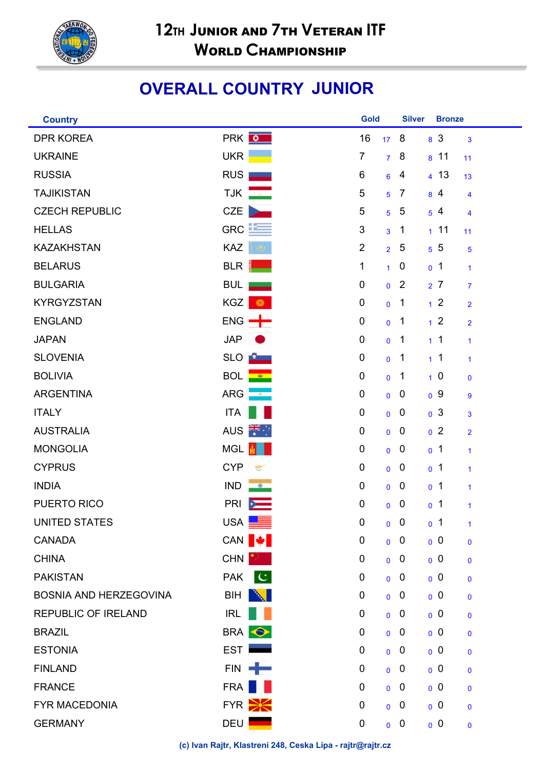# 12TH JUNIOR AND 7TH VETERAN ITF WORLD CHAMPIONSHIP

## OVERALL COUNTRY JUNIOR

| Country | | Gold | | Silver | | Bronze | |
|---|---|---|---|---|---|---|---|
| DPR KOREA | PRK | 16 | 17 | 8 | 8 | 3 | 3 |
| UKRAINE | UKR | 7 | 7 | 8 | 8 | 11 | 11 |
| RUSSIA | RUS | 6 | 6 | 4 | 4 | 13 | 13 |
| TAJIKISTAN | TJK | 5 | 5 | 7 | 8 | 4 | 4 |
| CZECH REPUBLIC | CZE | 5 | 5 | 5 | 5 | 4 | 4 |
| HELLAS | GRC | 3 | 3 | 1 | 1 | 11 | 11 |
| KAZAKHSTAN | KAZ | 2 | 2 | 5 | 5 | 5 | 5 |
| BELARUS | BLR | 1 | 1 | 0 | 0 | 1 | 1 |
| BULGARIA | BUL | 0 | 0 | 2 | 2 | 7 | 7 |
| KYRGYZSTAN | KGZ | 0 | 0 | 1 | 1 | 2 | 2 |
| ENGLAND | ENG | 0 | 0 | 1 | 1 | 2 | 2 |
| JAPAN | JAP | 0 | 0 | 1 | 1 | 1 | 1 |
| SLOVENIA | SLO | 0 | 0 | 1 | 1 | 1 | 1 |
| BOLIVIA | BOL | 0 | 0 | 1 | 1 | 0 | 0 |
| ARGENTINA | ARG | 0 | 0 | 0 | 0 | 9 | 9 |
| ITALY | ITA | 0 | 0 | 0 | 0 | 3 | 3 |
| AUSTRALIA | AUS | 0 | 0 | 0 | 0 | 2 | 2 |
| MONGOLIA | MGL | 0 | 0 | 0 | 0 | 1 | 1 |
| CYPRUS | CYP | 0 | 0 | 0 | 0 | 1 | 1 |
| INDIA | IND | 0 | 0 | 0 | 0 | 1 | 1 |
| PUERTO RICO | PRI | 0 | 0 | 0 | 0 | 1 | 1 |
| UNITED STATES | USA | 0 | 0 | 0 | 0 | 1 | 1 |
| CANADA | CAN | 0 | 0 | 0 | 0 | 0 | 0 |
| CHINA | CHN | 0 | 0 | 0 | 0 | 0 | 0 |
| PAKISTAN | PAK | 0 | 0 | 0 | 0 | 0 | 0 |
| BOSNIA AND HERZEGOVINA | BIH | 0 | 0 | 0 | 0 | 0 | 0 |
| REPUBLIC OF IRELAND | IRL | 0 | 0 | 0 | 0 | 0 | 0 |
| BRAZIL | BRA | 0 | 0 | 0 | 0 | 0 | 0 |
| ESTONIA | EST | 0 | 0 | 0 | 0 | 0 | 0 |
| FINLAND | FIN | 0 | 0 | 0 | 0 | 0 | 0 |
| FRANCE | FRA | 0 | 0 | 0 | 0 | 0 | 0 |
| FYR MACEDONIA | FYR | 0 | 0 | 0 | 0 | 0 | 0 |
| GERMANY | DEU | 0 | 0 | 0 | 0 | 0 | 0 |

(c) Ivan Rajtr, Klastreni 248, Ceska Lipa - rajtr@rajtr.cz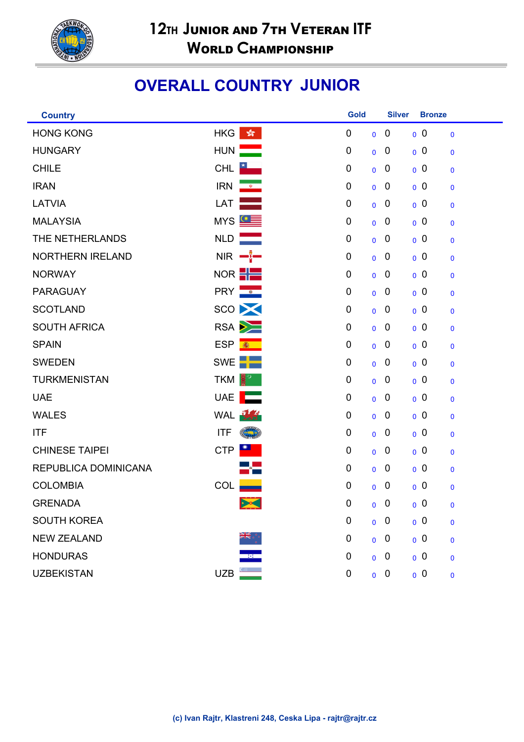# OVERALL COUNTRY JUNIOR

| Country | | Gold | | Silver | | Bronze | |
|---|---|---|---|---|---|---|---|
| HONG KONG | HKG | 0 | 0 | 0 | 0 | 0 | 0 |
| HUNGARY | HUN | 0 | 0 | 0 | 0 | 0 | 0 |
| CHILE | CHL | 0 | 0 | 0 | 0 | 0 | 0 |
| IRAN | IRN | 0 | 0 | 0 | 0 | 0 | 0 |
| LATVIA | LAT | 0 | 0 | 0 | 0 | 0 | 0 |
| MALAYSIA | MYS | 0 | 0 | 0 | 0 | 0 | 0 |
| THE NETHERLANDS | NLD | 0 | 0 | 0 | 0 | 0 | 0 |
| NORTHERN IRELAND | NIR | 0 | 0 | 0 | 0 | 0 | 0 |
| NORWAY | NOR | 0 | 0 | 0 | 0 | 0 | 0 |
| PARAGUAY | PRY | 0 | 0 | 0 | 0 | 0 | 0 |
| SCOTLAND | SCO | 0 | 0 | 0 | 0 | 0 | 0 |
| SOUTH AFRICA | RSA | 0 | 0 | 0 | 0 | 0 | 0 |
| SPAIN | ESP | 0 | 0 | 0 | 0 | 0 | 0 |
| SWEDEN | SWE | 0 | 0 | 0 | 0 | 0 | 0 |
| TURKMENISTAN | TKM | 0 | 0 | 0 | 0 | 0 | 0 |
| UAE | UAE | 0 | 0 | 0 | 0 | 0 | 0 |
| WALES | WAL | 0 | 0 | 0 | 0 | 0 | 0 |
| ITF | ITF | 0 | 0 | 0 | 0 | 0 | 0 |
| CHINESE TAIPEI | CTP | 0 | 0 | 0 | 0 | 0 | 0 |
| REPUBLICA DOMINICANA | | 0 | 0 | 0 | 0 | 0 | 0 |
| COLOMBIA | COL | 0 | 0 | 0 | 0 | 0 | 0 |
| GRENADA | | 0 | 0 | 0 | 0 | 0 | 0 |
| SOUTH KOREA | | 0 | 0 | 0 | 0 | 0 | 0 |
| NEW ZEALAND | | 0 | 0 | 0 | 0 | 0 | 0 |
| HONDURAS | | 0 | 0 | 0 | 0 | 0 | 0 |
| UZBEKISTAN | UZB | 0 | 0 | 0 | 0 | 0 | 0 |